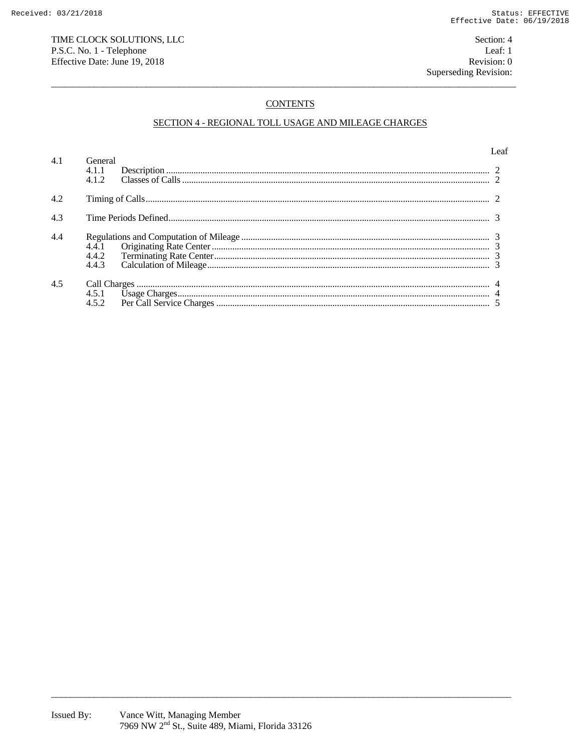TIME CLOCK SOLUTIONS, LLC
P.S.C. No. 1 - Telephone
Effective Date: June 19, 2018

Section: 4
Leaf: 1
Revision: 0
Superseding Revision:

## CONTENTS

## SECTION 4 - REGIONAL TOLL USAGE AND MILEAGE CHARGES

| | | Leaf |
|---|---|---|
| 4.1 | General | |
| | 4.1.1 Description | 2 |
| | 4.1.2 Classes of Calls | 2 |
| 4.2 | Timing of Calls | 2 |
| 4.3 | Time Periods Defined | 3 |
| 4.4 | Regulations and Computation of Mileage | 3 |
| | 4.4.1 Originating Rate Center | 3 |
| | 4.4.2 Terminating Rate Center | 3 |
| | 4.4.3 Calculation of Mileage | 3 |
| 4.5 | Call Charges | 4 |
| | 4.5.1 Usage Charges | 4 |
| | 4.5.2 Per Call Service Charges | 5 |

Issued By: Vance Witt, Managing Member
7969 NW 2nd St., Suite 489, Miami, Florida 33126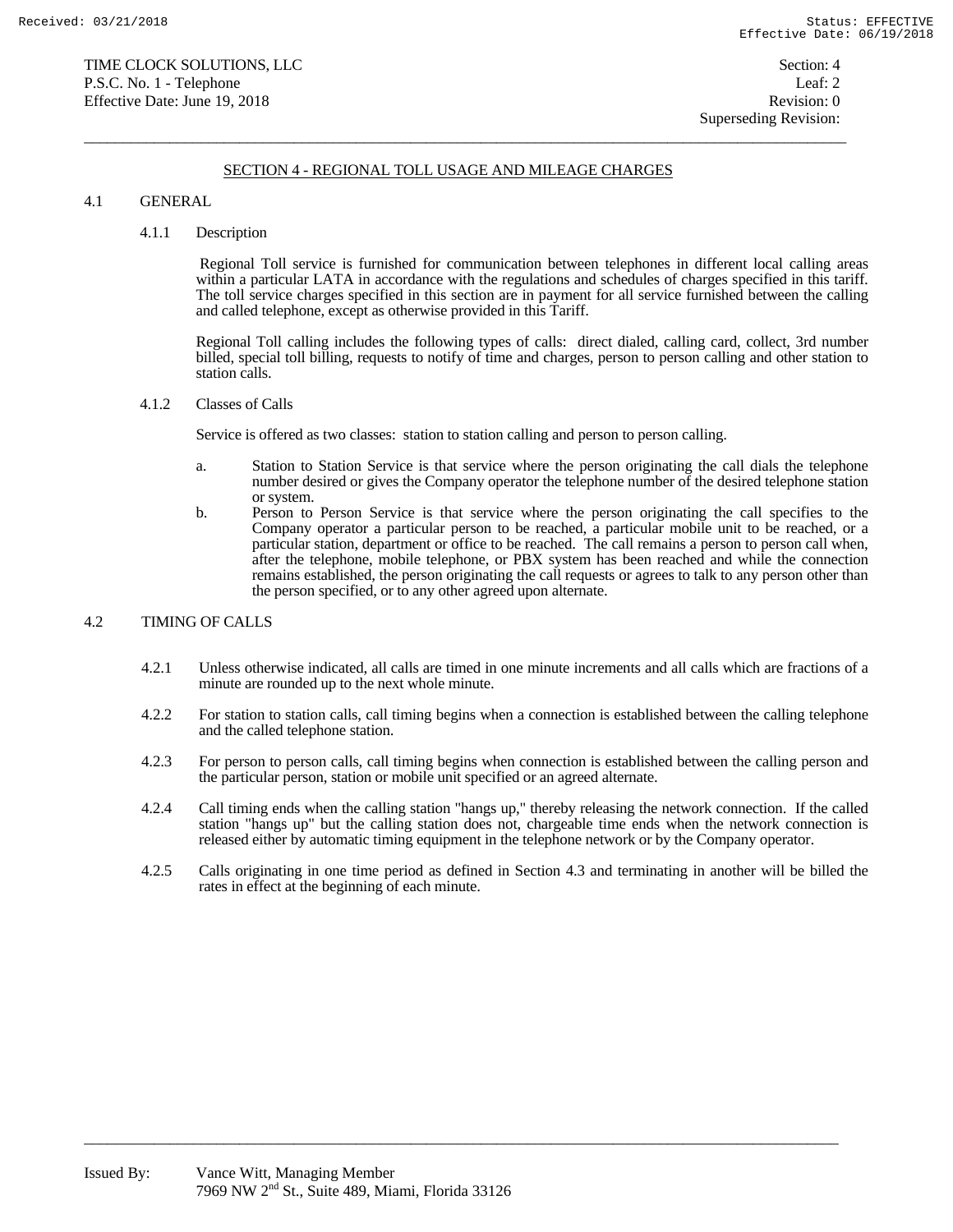## SECTION 4 - REGIONAL TOLL USAGE AND MILEAGE CHARGES

### 4.1 GENERAL

#### 4.1.1 Description

Regional Toll service is furnished for communication between telephones in different local calling areas within a particular LATA in accordance with the regulations and schedules of charges specified in this tariff. The toll service charges specified in this section are in payment for all service furnished between the calling and called telephone, except as otherwise provided in this Tariff.

Regional Toll calling includes the following types of calls: direct dialed, calling card, collect, 3rd number billed, special toll billing, requests to notify of time and charges, person to person calling and other station to station calls.

#### 4.1.2 Classes of Calls

Service is offered as two classes: station to station calling and person to person calling.

a. Station to Station Service is that service where the person originating the call dials the telephone number desired or gives the Company operator the telephone number of the desired telephone station or system.

b. Person to Person Service is that service where the person originating the call specifies to the Company operator a particular person to be reached, a particular mobile unit to be reached, or a particular station, department or office to be reached. The call remains a person to person call when, after the telephone, mobile telephone, or PBX system has been reached and while the connection remains established, the person originating the call requests or agrees to talk to any person other than the person specified, or to any other agreed upon alternate.

### 4.2 TIMING OF CALLS

4.2.1 Unless otherwise indicated, all calls are timed in one minute increments and all calls which are fractions of a minute are rounded up to the next whole minute.

4.2.2 For station to station calls, call timing begins when a connection is established between the calling telephone and the called telephone station.

4.2.3 For person to person calls, call timing begins when connection is established between the calling person and the particular person, station or mobile unit specified or an agreed alternate.

4.2.4 Call timing ends when the calling station "hangs up," thereby releasing the network connection. If the called station "hangs up" but the calling station does not, chargeable time ends when the network connection is released either by automatic timing equipment in the telephone network or by the Company operator.

4.2.5 Calls originating in one time period as defined in Section 4.3 and terminating in another will be billed the rates in effect at the beginning of each minute.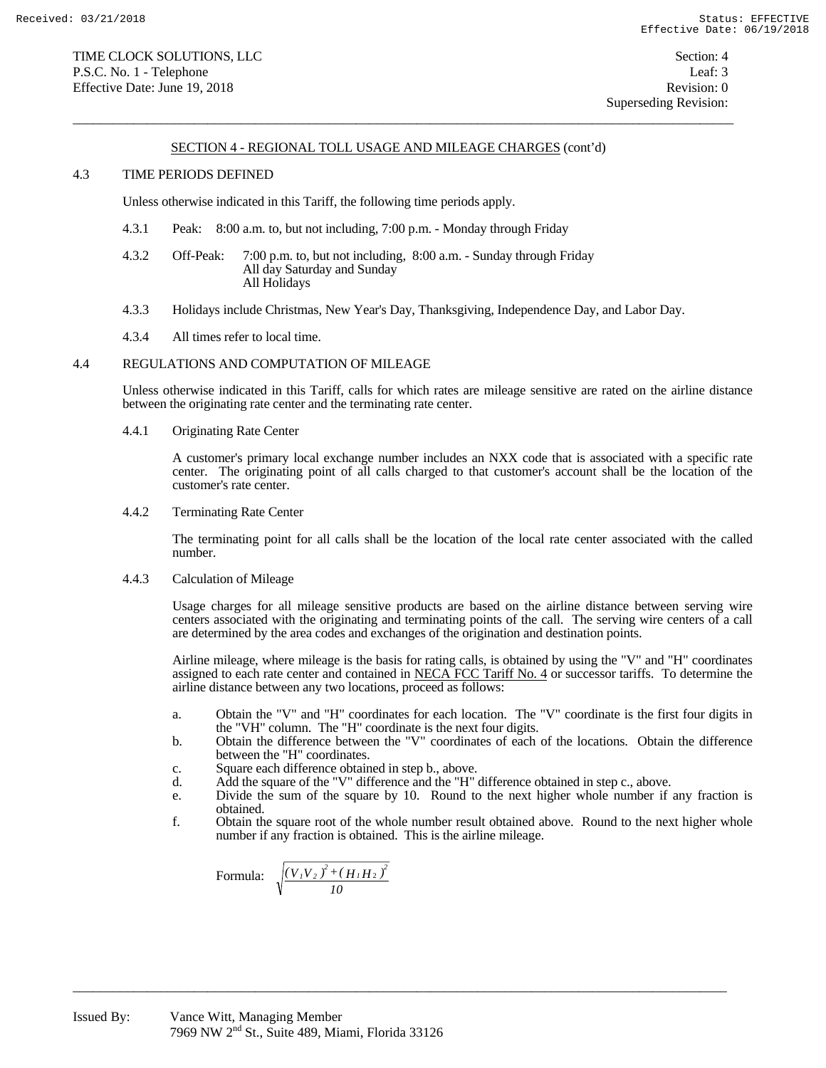## SECTION 4 - REGIONAL TOLL USAGE AND MILEAGE CHARGES (cont'd)

4.3 TIME PERIODS DEFINED

Unless otherwise indicated in this Tariff, the following time periods apply.

4.3.1 Peak: 8:00 a.m. to, but not including, 7:00 p.m. - Monday through Friday

4.3.2 Off-Peak: 7:00 p.m. to, but not including, 8:00 a.m. - Sunday through Friday
All day Saturday and Sunday
All Holidays

4.3.3 Holidays include Christmas, New Year's Day, Thanksgiving, Independence Day, and Labor Day.

4.3.4 All times refer to local time.

4.4 REGULATIONS AND COMPUTATION OF MILEAGE

Unless otherwise indicated in this Tariff, calls for which rates are mileage sensitive are rated on the airline distance between the originating rate center and the terminating rate center.

4.4.1 Originating Rate Center

A customer's primary local exchange number includes an NXX code that is associated with a specific rate center. The originating point of all calls charged to that customer's account shall be the location of the customer's rate center.

4.4.2 Terminating Rate Center

The terminating point for all calls shall be the location of the local rate center associated with the called number.

4.4.3 Calculation of Mileage

Usage charges for all mileage sensitive products are based on the airline distance between serving wire centers associated with the originating and terminating points of the call. The serving wire centers of a call are determined by the area codes and exchanges of the origination and destination points.

Airline mileage, where mileage is the basis for rating calls, is obtained by using the "V" and "H" coordinates assigned to each rate center and contained in NECA FCC Tariff No. 4 or successor tariffs. To determine the airline distance between any two locations, proceed as follows:

a. Obtain the "V" and "H" coordinates for each location. The "V" coordinate is the first four digits in the "VH" column. The "H" coordinate is the next four digits.
b. Obtain the difference between the "V" coordinates of each of the locations. Obtain the difference between the "H" coordinates.
c. Square each difference obtained in step b., above.
d. Add the square of the "V" difference and the "H" difference obtained in step c., above.
e. Divide the sum of the square by 10. Round to the next higher whole number if any fraction is obtained.
f. Obtain the square root of the whole number result obtained above. Round to the next higher whole number if any fraction is obtained. This is the airline mileage.

Formula: $$\sqrt{\frac{(V_1V_2)^2+(H_1H_2)^2}{10}}$$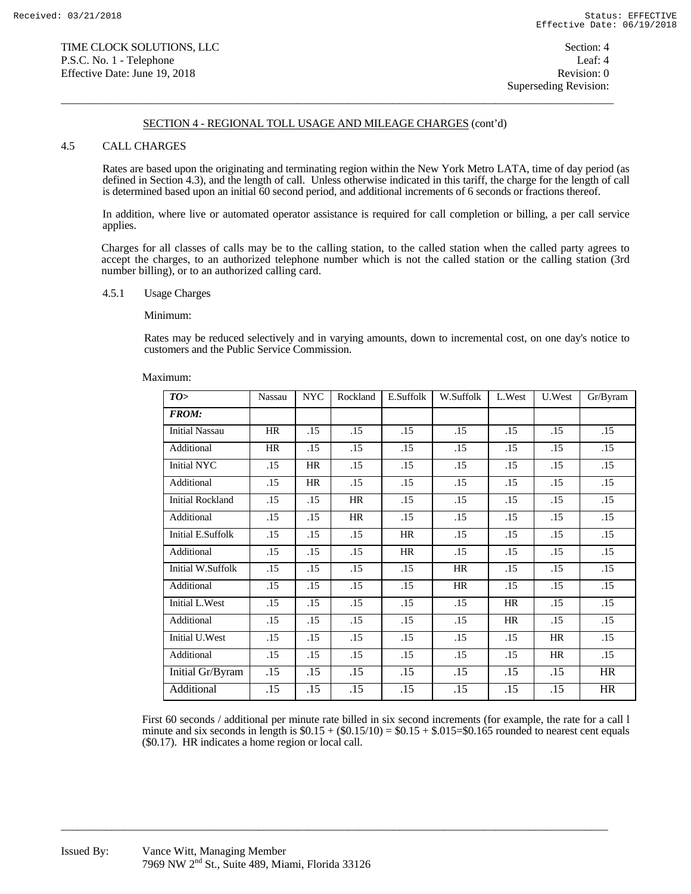SECTION 4 - REGIONAL TOLL USAGE AND MILEAGE CHARGES (cont'd)

## 4.5 CALL CHARGES

Rates are based upon the originating and terminating region within the New York Metro LATA, time of day period (as defined in Section 4.3), and the length of call. Unless otherwise indicated in this tariff, the charge for the length of call is determined based upon an initial 60 second period, and additional increments of 6 seconds or fractions thereof.

In addition, where live or automated operator assistance is required for call completion or billing, a per call service applies.

Charges for all classes of calls may be to the calling station, to the called station when the called party agrees to accept the charges, to an authorized telephone number which is not the called station or the calling station (3rd number billing), or to an authorized calling card.

### 4.5.1 Usage Charges

Minimum:

Rates may be reduced selectively and in varying amounts, down to incremental cost, on one day's notice to customers and the Public Service Commission.

Maximum:

| ***TO>*** | Nassau | NYC | Rockland | E.Suffolk | W.Suffolk | L.West | U.West | Gr/Byram |
|---|---|---|---|---|---|---|---|---|
| ***FROM:*** | | | | | | | | |
| Initial Nassau | HR | .15 | .15 | .15 | .15 | .15 | .15 | .15 |
| Additional | HR | .15 | .15 | .15 | .15 | .15 | .15 | .15 |
| Initial NYC | .15 | HR | .15 | .15 | .15 | .15 | .15 | .15 |
| Additional | .15 | HR | .15 | .15 | .15 | .15 | .15 | .15 |
| Initial Rockland | .15 | .15 | HR | .15 | .15 | .15 | .15 | .15 |
| Additional | .15 | .15 | HR | .15 | .15 | .15 | .15 | .15 |
| Initial E.Suffolk | .15 | .15 | .15 | HR | .15 | .15 | .15 | .15 |
| Additional | .15 | .15 | .15 | HR | .15 | .15 | .15 | .15 |
| Initial W.Suffolk | .15 | .15 | .15 | .15 | HR | .15 | .15 | .15 |
| Additional | .15 | .15 | .15 | .15 | HR | .15 | .15 | .15 |
| Initial L.West | .15 | .15 | .15 | .15 | .15 | HR | .15 | .15 |
| Additional | .15 | .15 | .15 | .15 | .15 | HR | .15 | .15 |
| Initial U.West | .15 | .15 | .15 | .15 | .15 | .15 | HR | .15 |
| Additional | .15 | .15 | .15 | .15 | .15 | .15 | HR | .15 |
| Initial Gr/Byram | .15 | .15 | .15 | .15 | .15 | .15 | .15 | HR |
| Additional | .15 | .15 | .15 | .15 | .15 | .15 | .15 | HR |

First 60 seconds / additional per minute rate billed in six second increments (for example, the rate for a call l minute and six seconds in length is $0.15 + ($0.15/10) = $0.15 + $.015=$0.165 rounded to nearest cent equals ($0.17). HR indicates a home region or local call.

Issued By: Vance Witt, Managing Member
7969 NW 2nd St., Suite 489, Miami, Florida 33126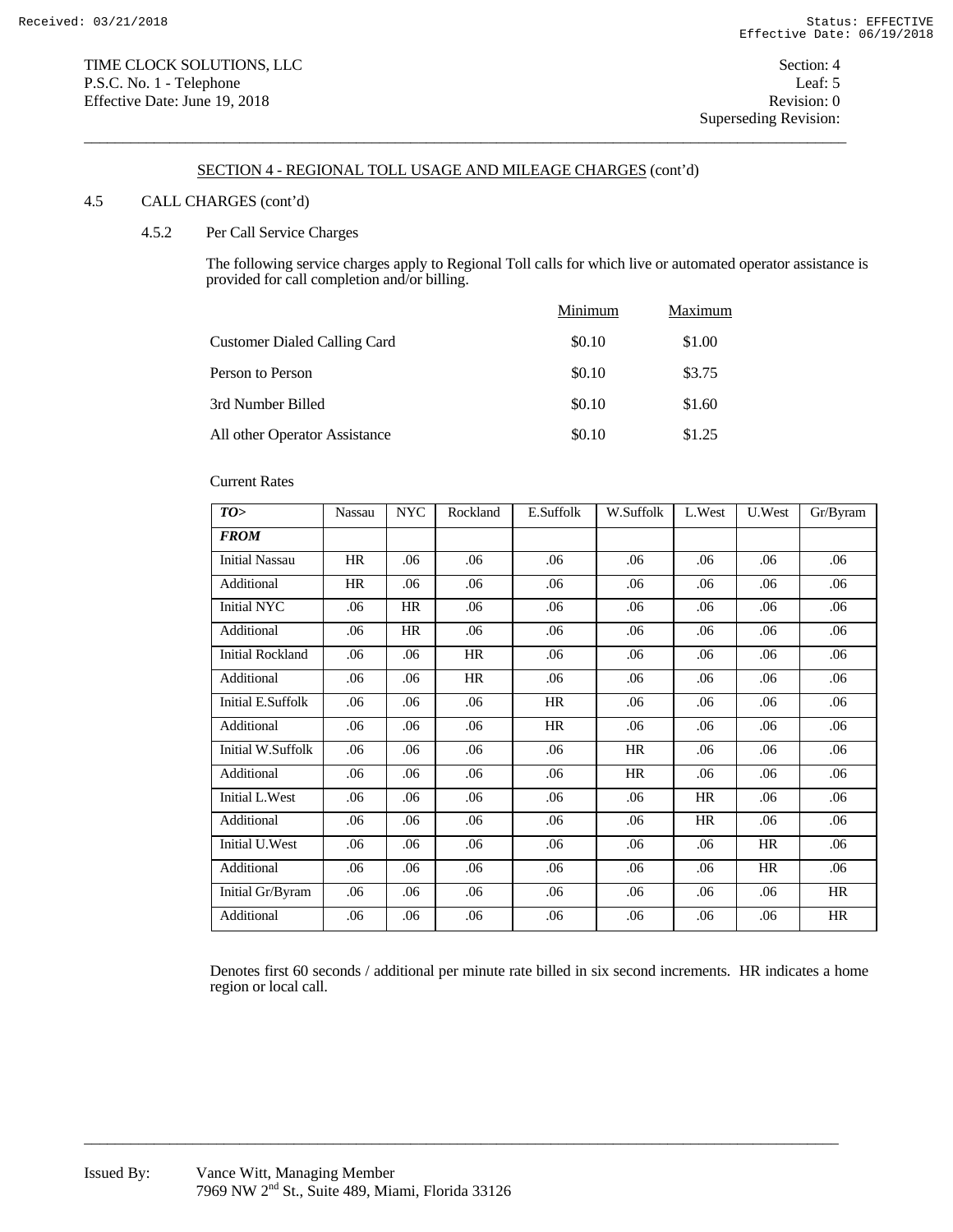## SECTION 4 - REGIONAL TOLL USAGE AND MILEAGE CHARGES (cont'd)

4.5 CALL CHARGES (cont'd)

4.5.2 Per Call Service Charges

The following service charges apply to Regional Toll calls for which live or automated operator assistance is provided for call completion and/or billing.

| | Minimum | Maximum |
|---|---|---|
| Customer Dialed Calling Card | $0.10 | $1.00 |
| Person to Person | $0.10 | $3.75 |
| 3rd Number Billed | $0.10 | $1.60 |
| All other Operator Assistance | $0.10 | $1.25 |

Current Rates

| ***TO>*** | Nassau | NYC | Rockland | E.Suffolk | W.Suffolk | L.West | U.West | Gr/Byram |
|---|---|---|---|---|---|---|---|---|
| ***FROM*** | | | | | | | | |
| Initial Nassau | HR | .06 | .06 | .06 | .06 | .06 | .06 | .06 |
| Additional | HR | .06 | .06 | .06 | .06 | .06 | .06 | .06 |
| Initial NYC | .06 | HR | .06 | .06 | .06 | .06 | .06 | .06 |
| Additional | .06 | HR | .06 | .06 | .06 | .06 | .06 | .06 |
| Initial Rockland | .06 | .06 | HR | .06 | .06 | .06 | .06 | .06 |
| Additional | .06 | .06 | HR | .06 | .06 | .06 | .06 | .06 |
| Initial E.Suffolk | .06 | .06 | .06 | HR | .06 | .06 | .06 | .06 |
| Additional | .06 | .06 | .06 | HR | .06 | .06 | .06 | .06 |
| Initial W.Suffolk | .06 | .06 | .06 | .06 | HR | .06 | .06 | .06 |
| Additional | .06 | .06 | .06 | .06 | HR | .06 | .06 | .06 |
| Initial L.West | .06 | .06 | .06 | .06 | .06 | HR | .06 | .06 |
| Additional | .06 | .06 | .06 | .06 | .06 | HR | .06 | .06 |
| Initial U.West | .06 | .06 | .06 | .06 | .06 | .06 | HR | .06 |
| Additional | .06 | .06 | .06 | .06 | .06 | .06 | HR | .06 |
| Initial Gr/Byram | .06 | .06 | .06 | .06 | .06 | .06 | .06 | HR |
| Additional | .06 | .06 | .06 | .06 | .06 | .06 | .06 | HR |

Denotes first 60 seconds / additional per minute rate billed in six second increments. HR indicates a home region or local call.